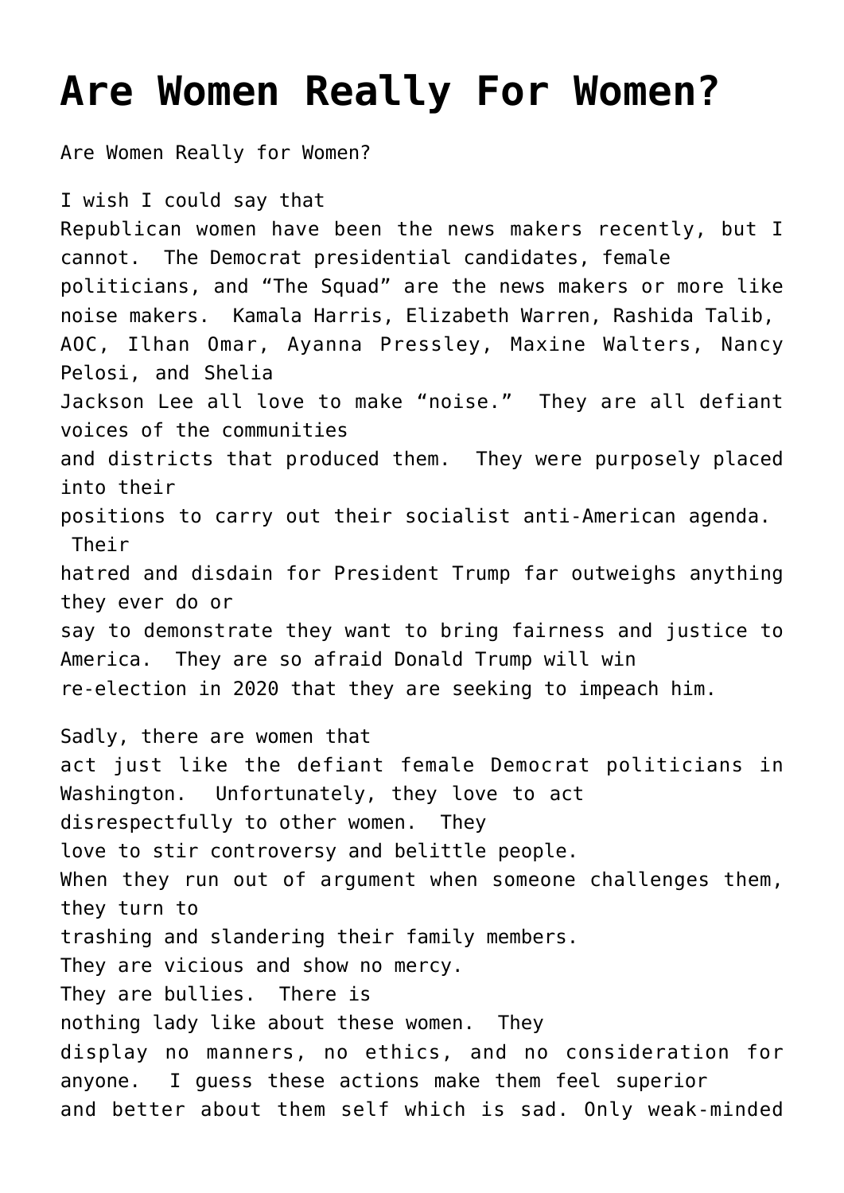# Are Women Really For Women?

Are Women Really for Women?

I wish I could say that Republican women have been the news makers recently, but I cannot. The Democrat presidential candidates, female politicians, and "The Squad" are the news makers or more like noise makers. Kamala Harris, Elizabeth Warren, Rashida Talib, AOC, Ilhan Omar, Ayanna Pressley, Maxine Walters, Nancy Pelosi, and Shelia Jackson Lee all love to make "noise." They are all defiant voices of the communities and districts that produced them. They were purposely placed into their positions to carry out their socialist anti-American agenda. Their hatred and disdain for President Trump far outweighs anything they ever do or say to demonstrate they want to bring fairness and justice to America. They are so afraid Donald Trump will win re-election in 2020 that they are seeking to impeach him.

Sadly, there are women that act just like the defiant female Democrat politicians in Washington. Unfortunately, they love to act disrespectfully to other women. They love to stir controversy and belittle people. When they run out of argument when someone challenges them, they turn to trashing and slandering their family members. They are vicious and show no mercy. They are bullies. There is nothing lady like about these women. They display no manners, no ethics, and no consideration for anyone. I guess these actions make them feel superior and better about them self which is sad. Only weak-minded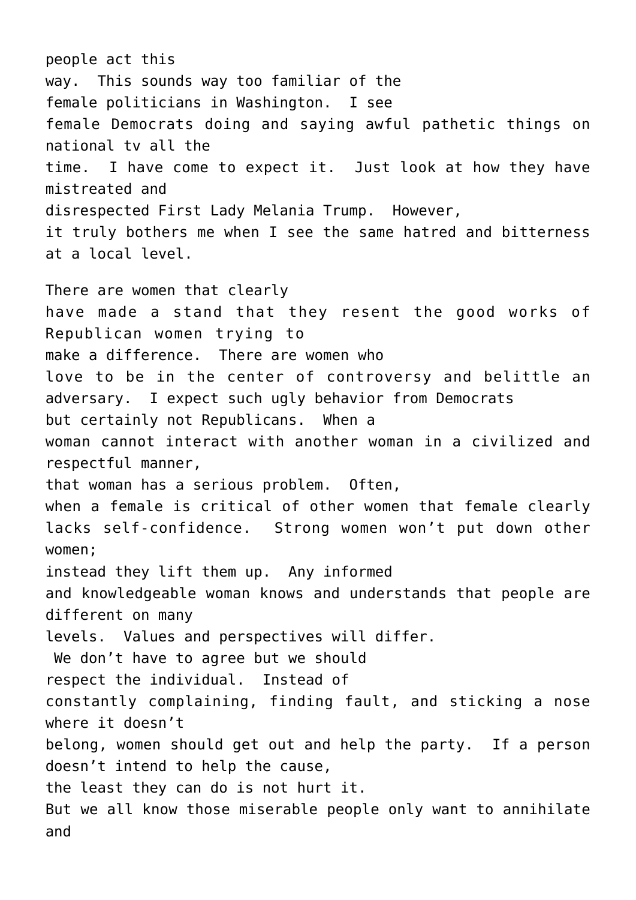people act this way. This sounds way too familiar of the female politicians in Washington. I see female Democrats doing and saying awful pathetic things on national tv all the time. I have come to expect it. Just look at how they have mistreated and disrespected First Lady Melania Trump. However, it truly bothers me when I see the same hatred and bitterness at a local level.

There are women that clearly have made a stand that they resent the good works of Republican women trying to make a difference. There are women who love to be in the center of controversy and belittle an adversary. I expect such ugly behavior from Democrats but certainly not Republicans. When a woman cannot interact with another woman in a civilized and respectful manner, that woman has a serious problem. Often, when a female is critical of other women that female clearly lacks self-confidence. Strong women won't put down other women; instead they lift them up. Any informed and knowledgeable woman knows and understands that people are different on many levels. Values and perspectives will differ. We don't have to agree but we should respect the individual. Instead of constantly complaining, finding fault, and sticking a nose where it doesn't belong, women should get out and help the party. If a person doesn't intend to help the cause, the least they can do is not hurt it. But we all know those miserable people only want to annihilate and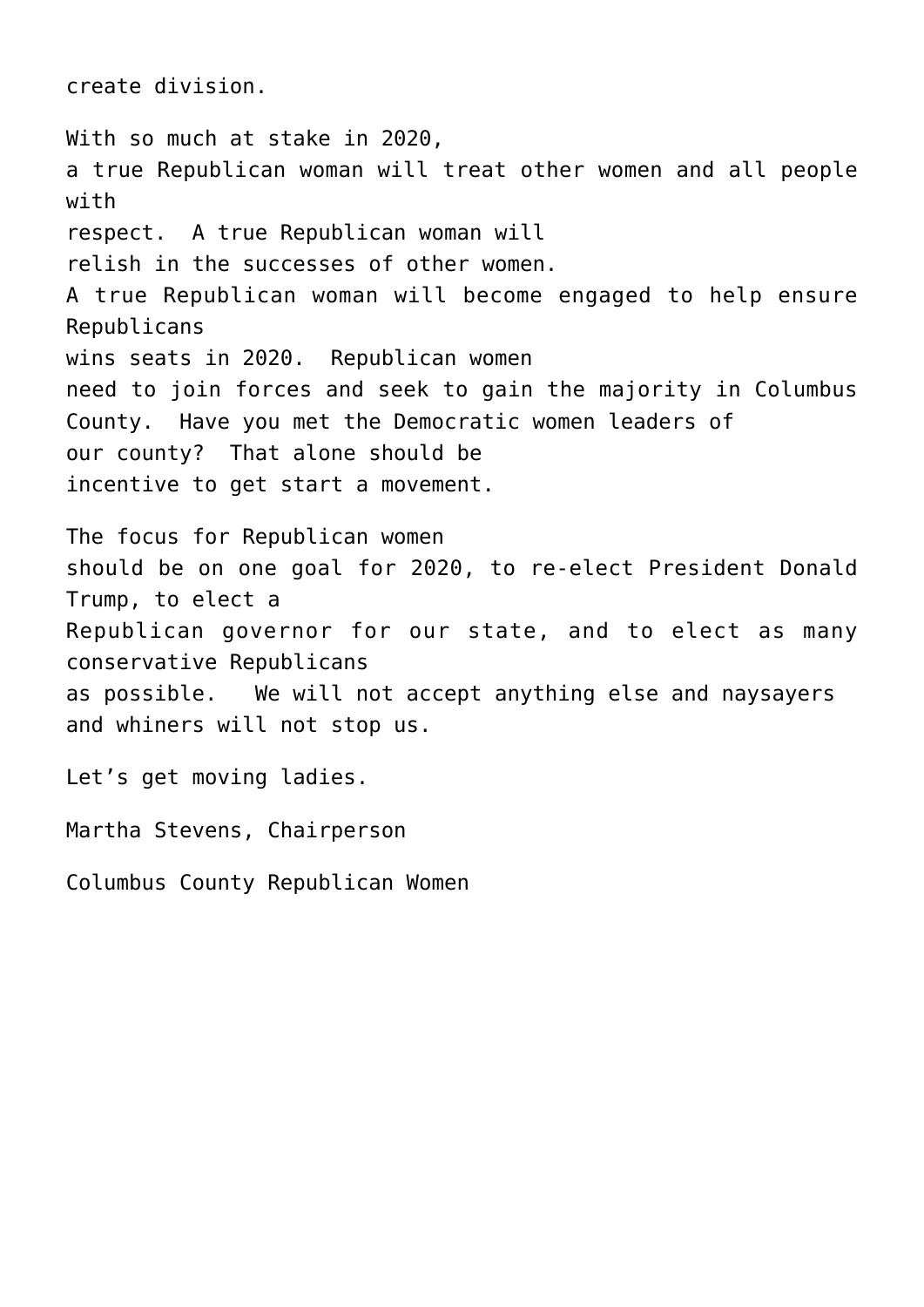create division.

With so much at stake in 2020, a true Republican woman will treat other women and all people with respect. A true Republican woman will relish in the successes of other women. A true Republican woman will become engaged to help ensure Republicans wins seats in 2020. Republican women need to join forces and seek to gain the majority in Columbus County. Have you met the Democratic women leaders of our county? That alone should be incentive to get start a movement.

The focus for Republican women should be on one goal for 2020, to re-elect President Donald Trump, to elect a Republican governor for our state, and to elect as many conservative Republicans as possible. We will not accept anything else and naysayers and whiners will not stop us.

Let's get moving ladies.

Martha Stevens, Chairperson

Columbus County Republican Women